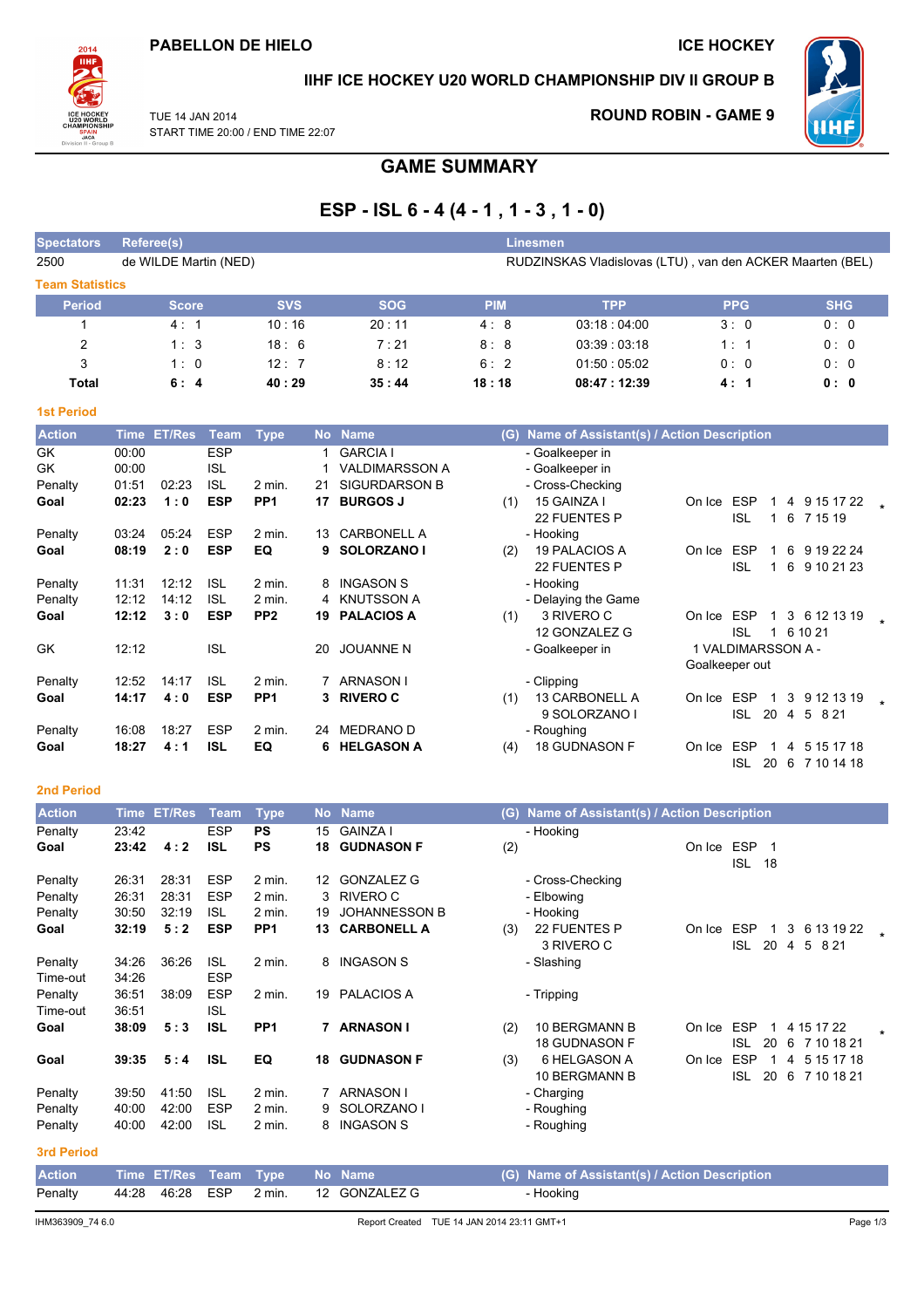PABELLON DE HIELO

ICE HOCKEY

IIHF ICE HOCKEY U20 WORLD CHAMPIONSHIP DIV II GROUP B

TUE 14 JAN 2014
START TIME 20:00 / END TIME 22:07

ROUND ROBIN - GAME 9

# GAME SUMMARY

## ESP - ISL 6 - 4 (4 - 1 , 1 - 3 , 1 - 0)

| Spectators | Referee(s) | Linesmen |
|---|---|---|
| 2500 | de WILDE Martin (NED) | RUDZINSKAS Vladislovas (LTU) , van den ACKER Maarten (BEL) |

### Team Statistics

| Period | Score | SVS | SOG | PIM | TPP | PPG | SHG |
|---|---|---|---|---|---|---|---|
| 1 | 4 : 1 | 10 : 16 | 20 : 11 | 4 : 8 | 03:18 : 04:00 | 3 : 0 | 0 : 0 |
| 2 | 1 : 3 | 18 : 6 | 7 : 21 | 8 : 8 | 03:39 : 03:18 | 1 : 1 | 0 : 0 |
| 3 | 1 : 0 | 12 : 7 | 8 : 12 | 6 : 2 | 01:50 : 05:02 | 0 : 0 | 0 : 0 |
| **Total** | **6 : 4** | **40 : 29** | **35 : 44** | **18 : 18** | **08:47 : 12:39** | **4 : 1** | **0 : 0** |

### 1st Period

| Action | Time | ET/Res | Team | Type | No | Name | (G) | Name of Assistant(s) / Action Description | On Ice | |
|---|---|---|---|---|---|---|---|---|---|---|
| GK | 00:00 | | ESP | | 1 | GARCIA I | | - Goalkeeper in | | |
| GK | 00:00 | | ISL | | 1 | VALDIMARSSON A | | - Goalkeeper in | | |
| Penalty | 01:51 | 02:23 | ISL | 2 min. | 21 | SIGURDARSON B | | - Cross-Checking | | |
| **Goal** | **02:23** | **1 : 0** | **ESP** | **PP1** | **17** | **BURGOS J** | (1) | 15 GAINZA I<br>22 FUENTES P | On Ice ESP 1 4 9 15 17 22<br>ISL 1 6 7 15 19 | * |
| Penalty | 03:24 | 05:24 | ESP | 2 min. | 13 | CARBONELL A | | - Hooking | | |
| **Goal** | **08:19** | **2 : 0** | **ESP** | **EQ** | **9** | **SOLORZANO I** | (2) | 19 PALACIOS A<br>22 FUENTES P | On Ice ESP 1 6 9 19 22 24<br>ISL 1 6 9 10 21 23 | |
| Penalty | 11:31 | 12:12 | ISL | 2 min. | 8 | INGASON S | | - Hooking | | |
| Penalty | 12:12 | 14:12 | ISL | 2 min. | 4 | KNUTSSON A | | - Delaying the Game | | |
| **Goal** | **12:12** | **3 : 0** | **ESP** | **PP2** | **19** | **PALACIOS A** | (1) | 3 RIVERO C<br>12 GONZALEZ G | On Ice ESP 1 3 6 12 13 19<br>ISL 1 6 10 21 | * |
| GK | 12:12 | | ISL | | 20 | JOUANNE N | | - Goalkeeper in | 1 VALDIMARSSON A - Goalkeeper out | |
| Penalty | 12:52 | 14:17 | ISL | 2 min. | 7 | ARNASON I | | - Clipping | | |
| **Goal** | **14:17** | **4 : 0** | **ESP** | **PP1** | **3** | **RIVERO C** | (1) | 13 CARBONELL A<br>9 SOLORZANO I | On Ice ESP 1 3 9 12 13 19<br>ISL 20 4 5 8 21 | * |
| Penalty | 16:08 | 18:27 | ESP | 2 min. | 24 | MEDRANO D | | - Roughing | | |
| **Goal** | **18:27** | **4 : 1** | **ISL** | **EQ** | **6** | **HELGASON A** | (4) | 18 GUDNASON F | On Ice ESP 1 4 5 15 17 18<br>ISL 20 6 7 10 14 18 | |

### 2nd Period

| Action | Time | ET/Res | Team | Type | No | Name | (G) | Name of Assistant(s) / Action Description | On Ice | |
|---|---|---|---|---|---|---|---|---|---|---|
| Penalty | 23:42 | | ESP | PS | 15 | GAINZA I | | - Hooking | | |
| **Goal** | **23:42** | **4 : 2** | **ISL** | **PS** | **18** | **GUDNASON F** | (2) | | On Ice ESP 1<br>ISL 18 | |
| Penalty | 26:31 | 28:31 | ESP | 2 min. | 12 | GONZALEZ G | | - Cross-Checking | | |
| Penalty | 26:31 | 28:31 | ESP | 2 min. | 3 | RIVERO C | | - Elbowing | | |
| Penalty | 30:50 | 32:19 | ISL | 2 min. | 19 | JOHANNESSON B | | - Hooking | | |
| **Goal** | **32:19** | **5 : 2** | **ESP** | **PP1** | **13** | **CARBONELL A** | (3) | 22 FUENTES P<br>3 RIVERO C | On Ice ESP 1 3 6 13 19 22<br>ISL 20 4 5 8 21 | * |
| Penalty | 34:26 | 36:26 | ISL | 2 min. | 8 | INGASON S | | - Slashing | | |
| Time-out | 34:26 | | ESP | | | | | | | |
| Penalty | 36:51 | 38:09 | ESP | 2 min. | 19 | PALACIOS A | | - Tripping | | |
| Time-out | 36:51 | | ISL | | | | | | | |
| **Goal** | **38:09** | **5 : 3** | **ISL** | **PP1** | **7** | **ARNASON I** | (2) | 10 BERGMANN B<br>18 GUDNASON F | On Ice ESP 1 4 15 17 22<br>ISL 20 6 7 10 18 21 | * |
| **Goal** | **39:35** | **5 : 4** | **ISL** | **EQ** | **18** | **GUDNASON F** | (3) | 6 HELGASON A<br>10 BERGMANN B | On Ice ESP 1 4 5 15 17 18<br>ISL 20 6 7 10 18 21 | |
| Penalty | 39:50 | 41:50 | ISL | 2 min. | 7 | ARNASON I | | - Charging | | |
| Penalty | 40:00 | 42:00 | ESP | 2 min. | 9 | SOLORZANO I | | - Roughing | | |
| Penalty | 40:00 | 42:00 | ISL | 2 min. | 8 | INGASON S | | - Roughing | | |

### 3rd Period

| Action | Time | ET/Res | Team | Type | No | Name | (G) | Name of Assistant(s) / Action Description |
|---|---|---|---|---|---|---|---|---|
| Penalty | 44:28 | 46:28 | ESP | 2 min. | 12 | GONZALEZ G | | - Hooking |

IHM363909_74 6.0 Report Created TUE 14 JAN 2014 23:11 GMT+1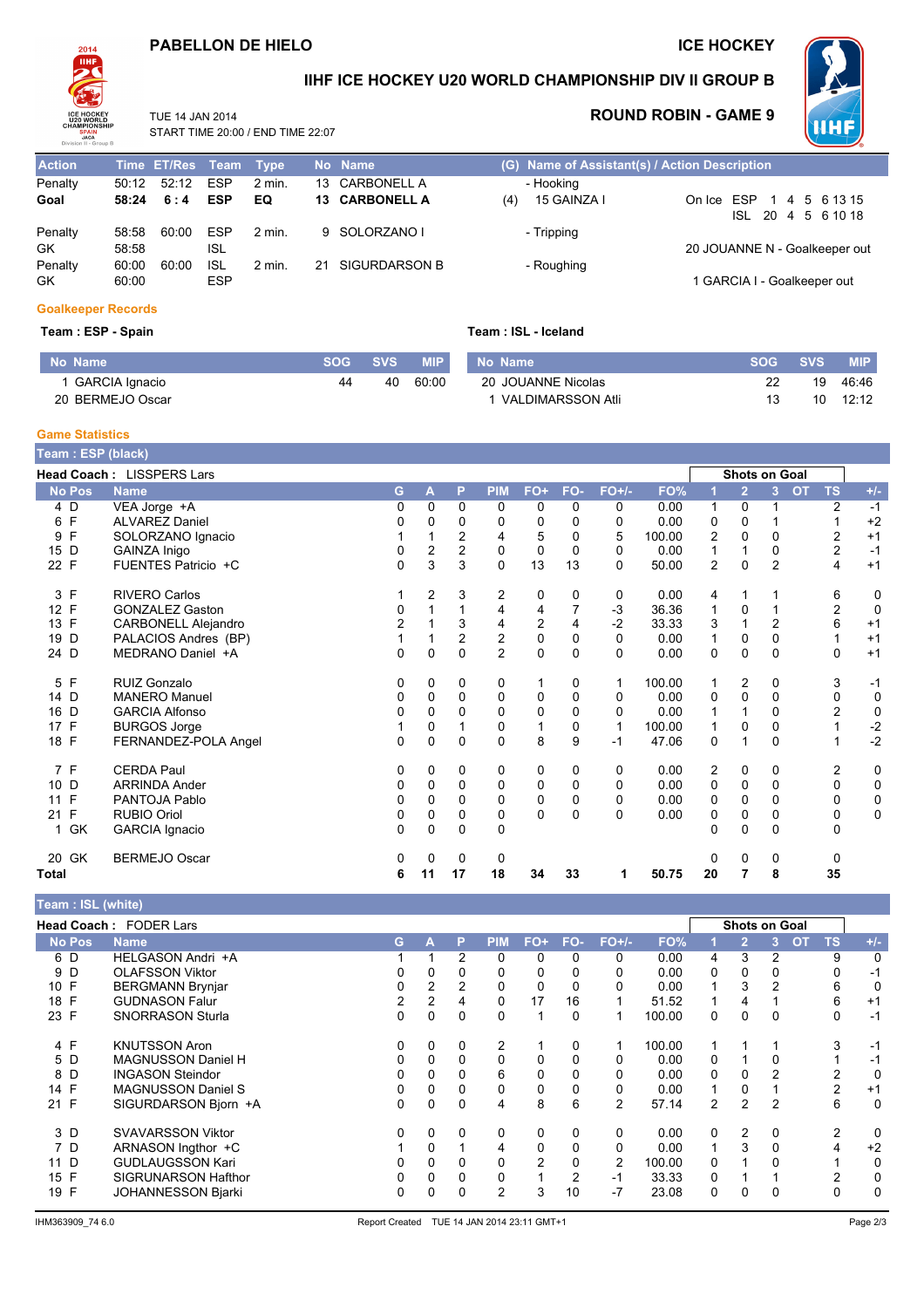# PABELLON DE HIELO

**ICE HOCKEY**

## IIHF ICE HOCKEY U20 WORLD CHAMPIONSHIP DIV II GROUP B

TUE 14 JAN 2014
START TIME 20:00 / END TIME 22:07

**ROUND ROBIN - GAME 9**

| Action | Time | ET/Res | Team | Type | No | Name | (G) | Name of Assistant(s) / Action Description | |
|---|---|---|---|---|---|---|---|---|---|
| Penalty | 50:12 | 52:12 | ESP | 2 min. | 13 | CARBONELL A | | - Hooking | |
| **Goal** | **58:24** | **6 : 4** | **ESP** | **EQ** | **13** | **CARBONELL A** | (4) | 15 GAINZA I | On Ice ESP 1 4 5 6 13 15 / ISL 20 4 5 6 10 18 |
| Penalty | 58:58 | 60:00 | ESP | 2 min. | 9 | SOLORZANO I | | - Tripping | |
| GK | 58:58 | | ISL | | | | | | 20 JOUANNE N - Goalkeeper out |
| Penalty | 60:00 | 60:00 | ISL | 2 min. | 21 | SIGURDARSON B | | - Roughing | |
| GK | 60:00 | | ESP | | | | | | 1 GARCIA I - Goalkeeper out |

### Goalkeeper Records

**Team : ESP - Spain**

| No | Name | SOG | SVS | MIP |
|---|---|---|---|---|
| 1 | GARCIA Ignacio | 44 | 40 | 60:00 |
| 20 | BERMEJO Oscar | | | |

**Team : ISL - Iceland**

| No | Name | SOG | SVS | MIP |
|---|---|---|---|---|
| 20 | JOUANNE Nicolas | 22 | 19 | 46:46 |
| 1 | VALDIMARSSON Atli | 13 | 10 | 12:12 |

### Game Statistics

**Team : ESP (black)**

**Head Coach :** LISSPERS Lars

| No | Pos | Name | G | A | P | PIM | FO+ | FO- | FO+/- | FO% | SOG 1 | SOG 2 | SOG 3 | SOG OT | SOG TS | +/- |
|---|---|---|---|---|---|---|---|---|---|---|---|---|---|---|---|---|
| 4 | D | VEA Jorge +A | 0 | 0 | 0 | 0 | 0 | 0 | 0 | 0.00 | 1 | 0 | 1 | | 2 | -1 |
| 6 | F | ALVAREZ Daniel | 0 | 0 | 0 | 0 | 0 | 0 | 0 | 0.00 | 0 | 0 | 1 | | 1 | +2 |
| 9 | F | SOLORZANO Ignacio | 1 | 1 | 2 | 4 | 5 | 0 | 5 | 100.00 | 2 | 0 | 0 | | 2 | +1 |
| 15 | D | GAINZA Inigo | 0 | 2 | 2 | 0 | 0 | 0 | 0 | 0.00 | 1 | 1 | 0 | | 2 | -1 |
| 22 | F | FUENTES Patricio +C | 0 | 3 | 3 | 0 | 13 | 13 | 0 | 50.00 | 2 | 0 | 2 | | 4 | +1 |
| 3 | F | RIVERO Carlos | 1 | 2 | 3 | 2 | 0 | 0 | 0 | 0.00 | 4 | 1 | 1 | | 6 | 0 |
| 12 | F | GONZALEZ Gaston | 0 | 1 | 1 | 4 | 4 | 7 | -3 | 36.36 | 1 | 0 | 1 | | 2 | 0 |
| 13 | F | CARBONELL Alejandro | 2 | 1 | 3 | 4 | 2 | 4 | -2 | 33.33 | 3 | 1 | 2 | | 6 | +1 |
| 19 | D | PALACIOS Andres (BP) | 1 | 1 | 2 | 2 | 0 | 0 | 0 | 0.00 | 1 | 0 | 0 | | 1 | +1 |
| 24 | D | MEDRANO Daniel +A | 0 | 0 | 0 | 2 | 0 | 0 | 0 | 0.00 | 0 | 0 | 0 | | 0 | +1 |
| 5 | F | RUIZ Gonzalo | 0 | 0 | 0 | 0 | 1 | 0 | 1 | 100.00 | 1 | 2 | 0 | | 3 | -1 |
| 14 | D | MANERO Manuel | 0 | 0 | 0 | 0 | 0 | 0 | 0 | 0.00 | 0 | 0 | 0 | | 0 | 0 |
| 16 | D | GARCIA Alfonso | 0 | 0 | 0 | 0 | 0 | 0 | 0 | 0.00 | 1 | 1 | 0 | | 2 | 0 |
| 17 | F | BURGOS Jorge | 1 | 0 | 1 | 0 | 1 | 0 | 1 | 100.00 | 1 | 0 | 0 | | 1 | -2 |
| 18 | F | FERNANDEZ-POLA Angel | 0 | 0 | 0 | 0 | 8 | 9 | -1 | 47.06 | 0 | 1 | 0 | | 1 | -2 |
| 7 | F | CERDA Paul | 0 | 0 | 0 | 0 | 0 | 0 | 0 | 0.00 | 2 | 0 | 0 | | 2 | 0 |
| 10 | D | ARRINDA Ander | 0 | 0 | 0 | 0 | 0 | 0 | 0 | 0.00 | 0 | 0 | 0 | | 0 | 0 |
| 11 | F | PANTOJA Pablo | 0 | 0 | 0 | 0 | 0 | 0 | 0 | 0.00 | 0 | 0 | 0 | | 0 | 0 |
| 21 | F | RUBIO Oriol | 0 | 0 | 0 | 0 | 0 | 0 | 0 | 0.00 | 0 | 0 | 0 | | 0 | 0 |
| 1 | GK | GARCIA Ignacio | 0 | 0 | 0 | 0 | | | | | 0 | 0 | 0 | | 0 | |
| 20 | GK | BERMEJO Oscar | 0 | 0 | 0 | 0 | | | | | 0 | 0 | 0 | | 0 | |
| **Total** | | | **6** | **11** | **17** | **18** | **34** | **33** | **1** | **50.75** | **20** | **7** | **8** | | **35** | |

**Team : ISL (white)**

**Head Coach :** FODER Lars

| No | Pos | Name | G | A | P | PIM | FO+ | FO- | FO+/- | FO% | SOG 1 | SOG 2 | SOG 3 | SOG OT | SOG TS | +/- |
|---|---|---|---|---|---|---|---|---|---|---|---|---|---|---|---|---|
| 6 | D | HELGASON Andri +A | 1 | 1 | 2 | 0 | 0 | 0 | 0 | 0.00 | 4 | 3 | 2 | | 9 | 0 |
| 9 | D | OLAFSSON Viktor | 0 | 0 | 0 | 0 | 0 | 0 | 0 | 0.00 | 0 | 0 | 0 | | 0 | -1 |
| 10 | F | BERGMANN Brynjar | 0 | 2 | 2 | 0 | 0 | 0 | 0 | 0.00 | 1 | 3 | 2 | | 6 | 0 |
| 18 | F | GUDNASON Falur | 2 | 2 | 4 | 0 | 17 | 16 | 1 | 51.52 | 1 | 4 | 1 | | 6 | +1 |
| 23 | F | SNORRASON Sturla | 0 | 0 | 0 | 0 | 1 | 0 | 1 | 100.00 | 0 | 0 | 0 | | 0 | -1 |
| 4 | F | KNUTSSON Aron | 0 | 0 | 0 | 2 | 1 | 0 | 1 | 100.00 | 1 | 1 | 1 | | 3 | -1 |
| 5 | D | MAGNUSSON Daniel H | 0 | 0 | 0 | 0 | 0 | 0 | 0 | 0.00 | 0 | 1 | 0 | | 1 | -1 |
| 8 | D | INGASON Steindor | 0 | 0 | 0 | 6 | 0 | 0 | 0 | 0.00 | 0 | 0 | 2 | | 2 | 0 |
| 14 | F | MAGNUSSON Daniel S | 0 | 0 | 0 | 0 | 0 | 0 | 0 | 0.00 | 1 | 0 | 1 | | 2 | +1 |
| 21 | F | SIGURDARSON Bjorn +A | 0 | 0 | 0 | 4 | 8 | 6 | 2 | 57.14 | 2 | 2 | 2 | | 6 | 0 |
| 3 | D | SVAVARSSON Viktor | 0 | 0 | 0 | 0 | 0 | 0 | 0 | 0.00 | 0 | 2 | 0 | | 2 | 0 |
| 7 | D | ARNASON Ingthor +C | 1 | 0 | 1 | 4 | 0 | 0 | 0 | 0.00 | 1 | 3 | 0 | | 4 | +2 |
| 11 | D | GUDLAUGSSON Kari | 0 | 0 | 0 | 0 | 2 | 0 | 2 | 100.00 | 0 | 1 | 0 | | 1 | 0 |
| 15 | F | SIGRUNARSON Hafthor | 0 | 0 | 0 | 0 | 1 | 2 | -1 | 33.33 | 0 | 1 | 1 | | 2 | 0 |
| 19 | F | JOHANNESSON Bjarki | 0 | 0 | 0 | 2 | 3 | 10 | -7 | 23.08 | 0 | 0 | 0 | | 0 | 0 |

IHM363909_74 6.0 Report Created TUE 14 JAN 2014 23:11 GMT+1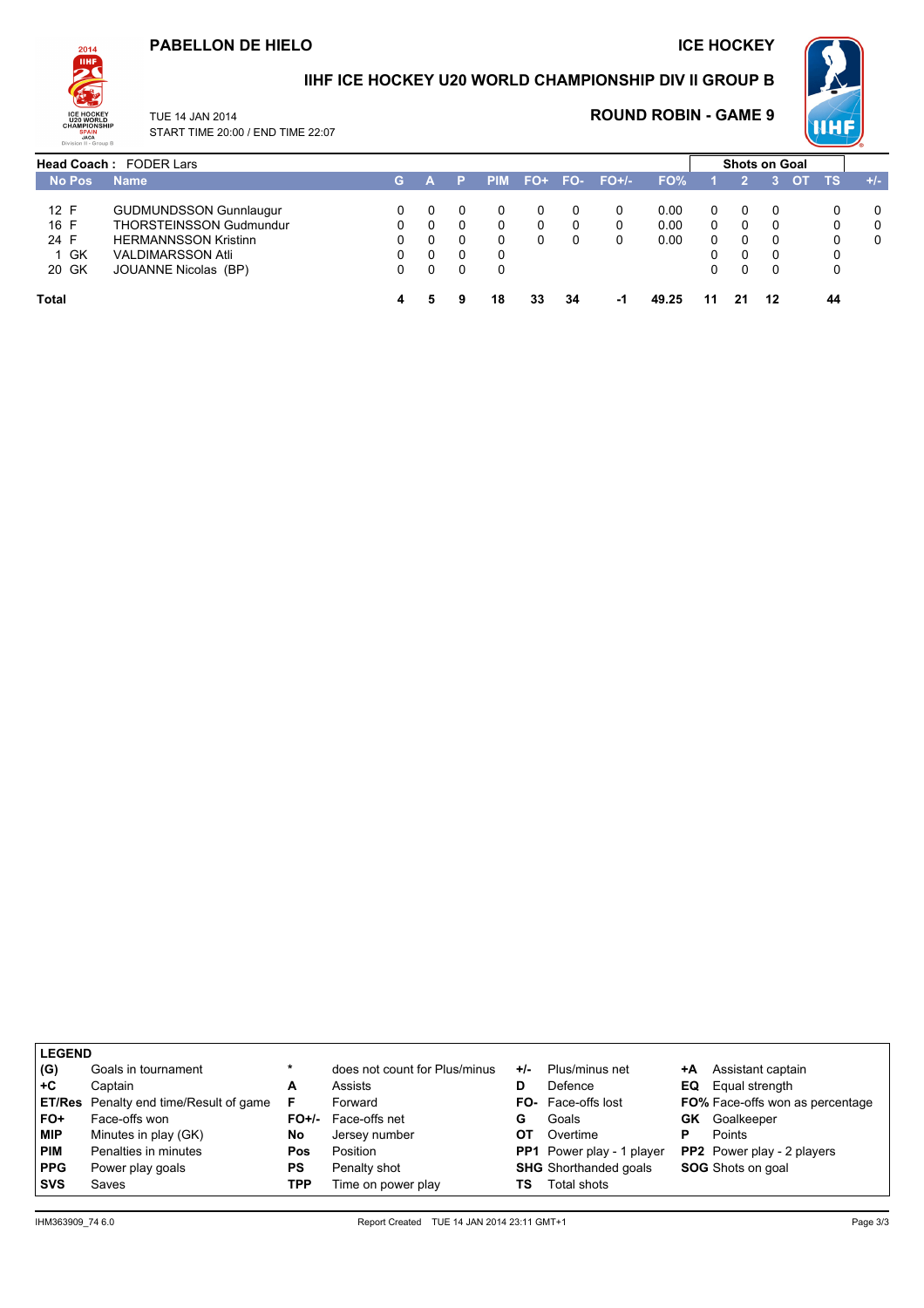**PABELLON DE HIELO** — **ICE HOCKEY**

## IIHF ICE HOCKEY U20 WORLD CHAMPIONSHIP DIV II GROUP B

TUE 14 JAN 2014
START TIME 20:00 / END TIME 22:07

**ROUND ROBIN - GAME 9**

**Head Coach :** FODER Lars

| No | Pos | Name | G | A | P | PIM | FO+ | FO- | FO+/- | FO% | Shots on Goal 1 | 2 | 3 | OT | TS | +/- |
|---|---|---|---|---|---|---|---|---|---|---|---|---|---|---|---|---|
| 12 | F | GUDMUNDSSON Gunnlaugur | 0 | 0 | 0 | 0 | 0 | 0 | 0 | 0.00 | 0 | 0 | 0 | | 0 | 0 |
| 16 | F | THORSTEINSSON Gudmundur | 0 | 0 | 0 | 0 | 0 | 0 | 0 | 0.00 | 0 | 0 | 0 | | 0 | 0 |
| 24 | F | HERMANNSSON Kristinn | 0 | 0 | 0 | 0 | 0 | 0 | 0 | 0.00 | 0 | 0 | 0 | | 0 | 0 |
| 1 | GK | VALDIMARSSON Atli | 0 | 0 | 0 | 0 | | | | | 0 | 0 | 0 | | 0 | |
| 20 | GK | JOUANNE Nicolas (BP) | 0 | 0 | 0 | 0 | | | | | 0 | 0 | 0 | | 0 | |
| **Total** | | | **4** | **5** | **9** | **18** | **33** | **34** | **-1** | **49.25** | **11** | **21** | **12** | | **44** | |

**LEGEND**

| | | | | | | | |
|---|---|---|---|---|---|---|---|
| **(G)** | Goals in tournament | **\*** | does not count for Plus/minus | **+/-** | Plus/minus net | **+A** | Assistant captain |
| **+C** | Captain | **A** | Assists | **D** | Defence | **EQ** | Equal strength |
| **ET/Res** | Penalty end time/Result of game | **F** | Forward | **FO-** | Face-offs lost | **FO%** | Face-offs won as percentage |
| **FO+** | Face-offs won | **FO+/-** | Face-offs net | **G** | Goals | **GK** | Goalkeeper |
| **MIP** | Minutes in play (GK) | **No** | Jersey number | **OT** | Overtime | **P** | Points |
| **PIM** | Penalties in minutes | **Pos** | Position | **PP1** | Power play - 1 player | **PP2** | Power play - 2 players |
| **PPG** | Power play goals | **PS** | Penalty shot | **SHG** | Shorthanded goals | **SOG** | Shots on goal |
| **SVS** | Saves | **TPP** | Time on power play | **TS** | Total shots | | |

IHM363909_74 6.0 — Report Created TUE 14 JAN 2014 23:11 GMT+1